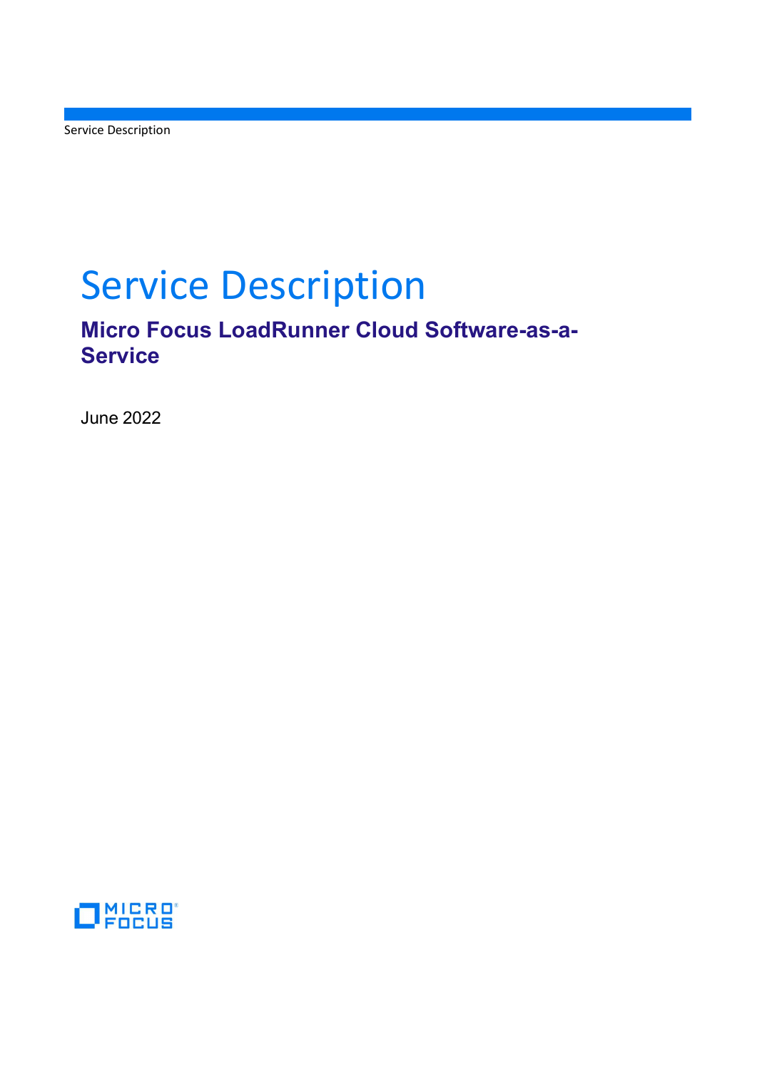# Service Description

## Micro Focus LoadRunner Cloud Software-as-a-Service

June 2022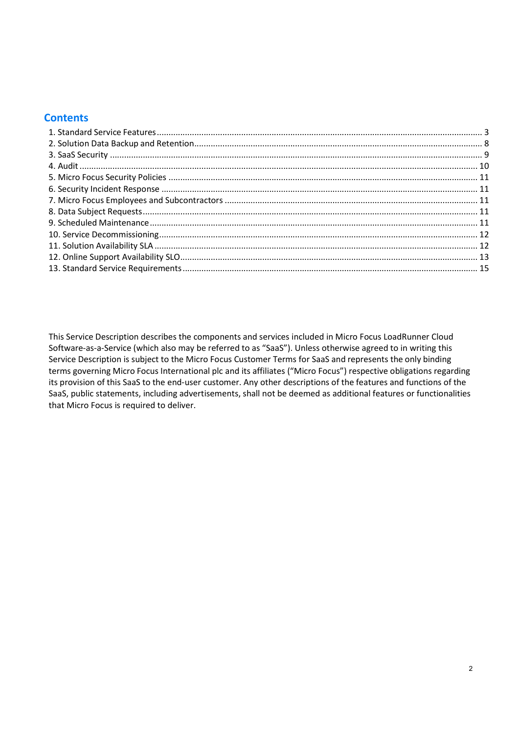## Contents

1. Standard Service Features ........ 3
2. Solution Data Backup and Retention ........ 8
3. SaaS Security ........ 9
4. Audit ........ 10
5. Micro Focus Security Policies ........ 11
6. Security Incident Response ........ 11
7. Micro Focus Employees and Subcontractors ........ 11
8. Data Subject Requests ........ 11
9. Scheduled Maintenance ........ 11
10. Service Decommissioning ........ 12
11. Solution Availability SLA ........ 12
12. Online Support Availability SLO ........ 13
13. Standard Service Requirements ........ 15

This Service Description describes the components and services included in Micro Focus LoadRunner Cloud Software-as-a-Service (which also may be referred to as "SaaS"). Unless otherwise agreed to in writing this Service Description is subject to the Micro Focus Customer Terms for SaaS and represents the only binding terms governing Micro Focus International plc and its affiliates ("Micro Focus") respective obligations regarding its provision of this SaaS to the end-user customer. Any other descriptions of the features and functions of the SaaS, public statements, including advertisements, shall not be deemed as additional features or functionalities that Micro Focus is required to deliver.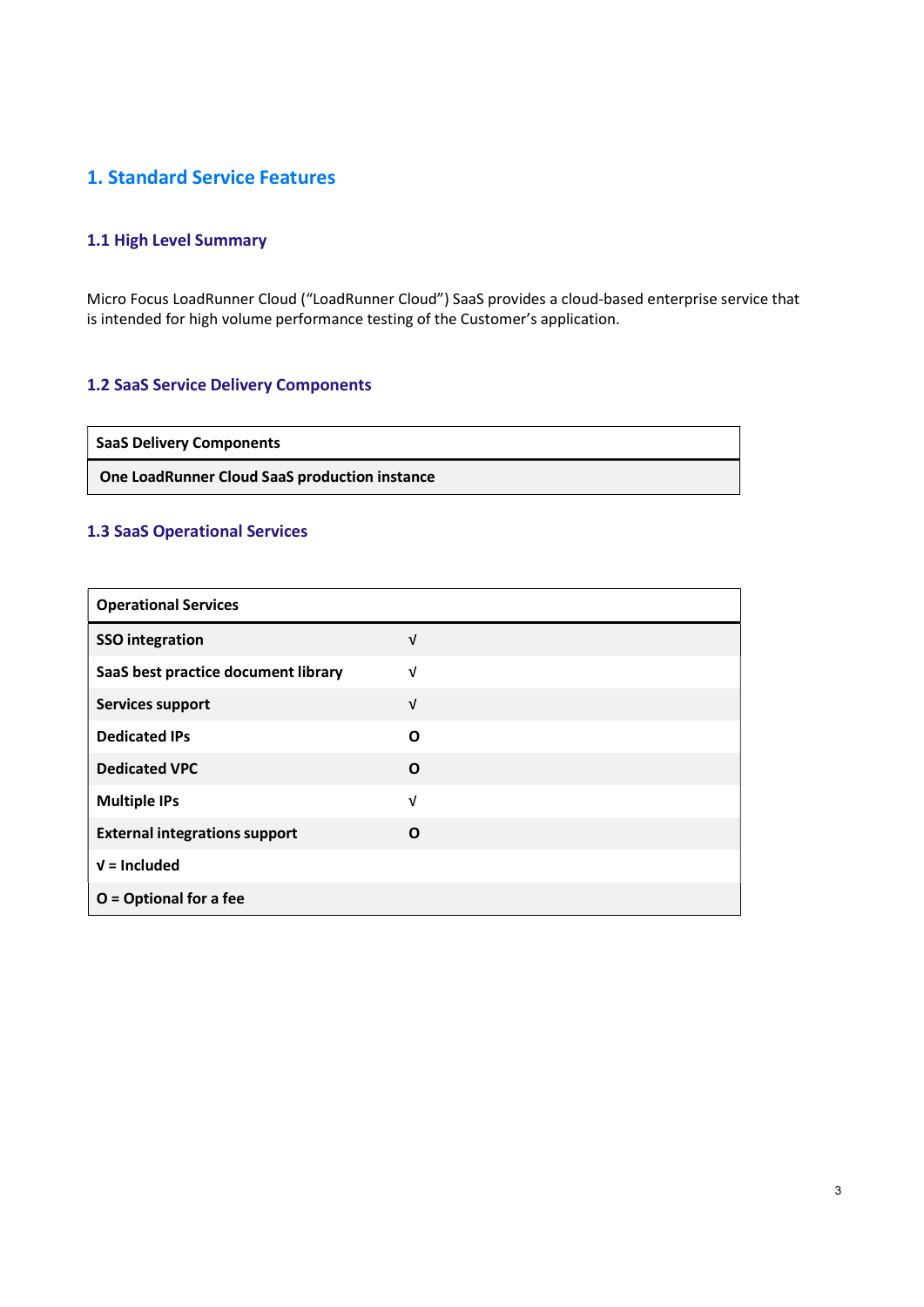# 1. Standard Service Features

## 1.1 High Level Summary

Micro Focus LoadRunner Cloud ("LoadRunner Cloud") SaaS provides a cloud-based enterprise service that is intended for high volume performance testing of the Customer's application.

## 1.2 SaaS Service Delivery Components

| SaaS Delivery Components |
| --- |
| **One LoadRunner Cloud SaaS production instance** |

## 1.3 SaaS Operational Services

| Operational Services | |
| --- | --- |
| **SSO integration** | √ |
| **SaaS best practice document library** | √ |
| **Services support** | √ |
| **Dedicated IPs** | **O** |
| **Dedicated VPC** | **O** |
| **Multiple IPs** | √ |
| **External integrations support** | **O** |
| **√ = Included** | |
| **O = Optional for a fee** | |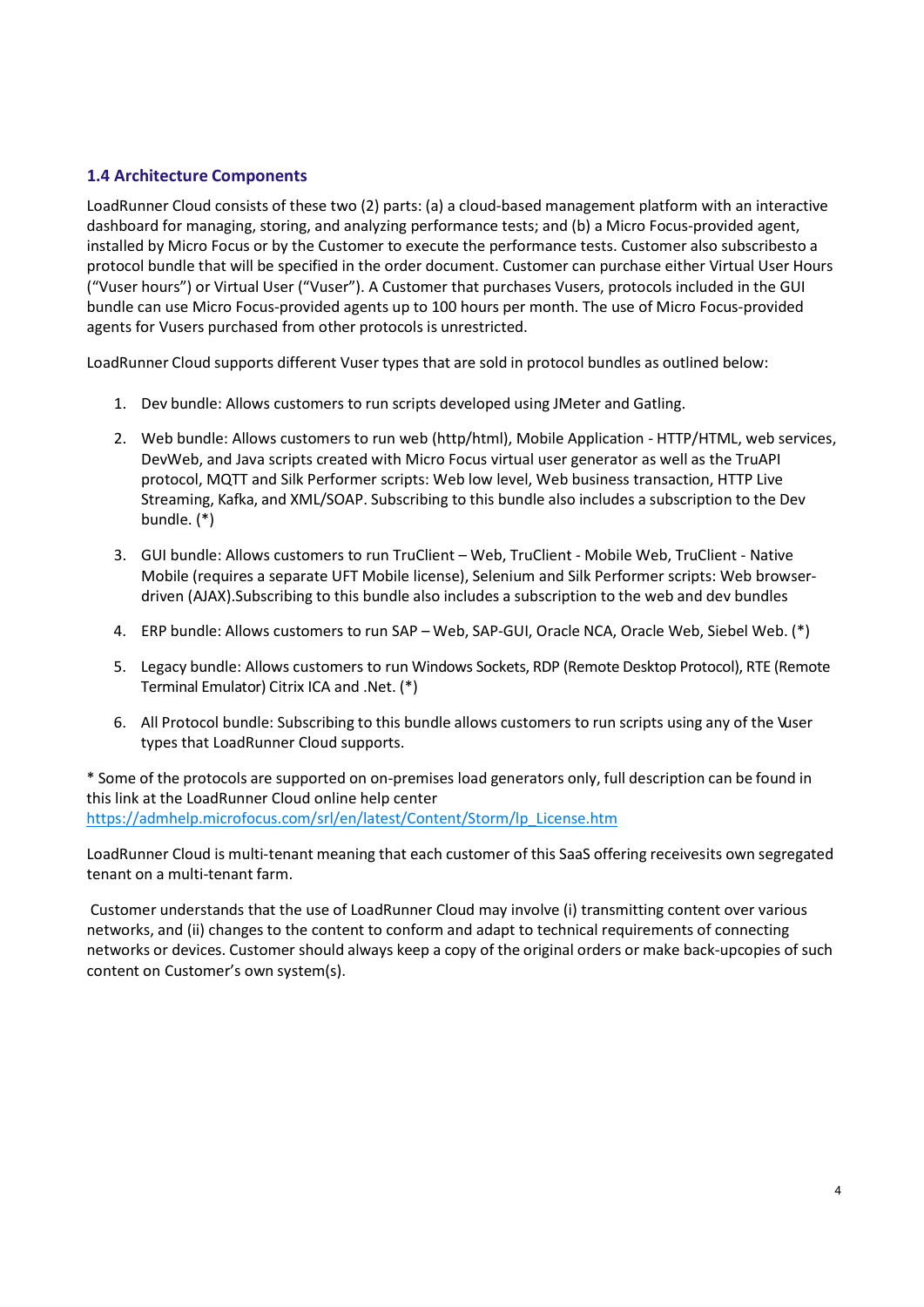### 1.4 Architecture Components

LoadRunner Cloud consists of these two (2) parts: (a) a cloud-based management platform with an interactive dashboard for managing, storing, and analyzing performance tests; and (b) a Micro Focus-provided agent, installed by Micro Focus or by the Customer to execute the performance tests. Customer also subscribesto a protocol bundle that will be specified in the order document. Customer can purchase either Virtual User Hours ("Vuser hours") or Virtual User ("Vuser"). A Customer that purchases Vusers, protocols included in the GUI bundle can use Micro Focus-provided agents up to 100 hours per month. The use of Micro Focus-provided agents for Vusers purchased from other protocols is unrestricted.

LoadRunner Cloud supports different Vuser types that are sold in protocol bundles as outlined below:

1. Dev bundle: Allows customers to run scripts developed using JMeter and Gatling.
2. Web bundle: Allows customers to run web (http/html), Mobile Application - HTTP/HTML, web services, DevWeb, and Java scripts created with Micro Focus virtual user generator as well as the TruAPI protocol, MQTT and Silk Performer scripts: Web low level, Web business transaction, HTTP Live Streaming, Kafka, and XML/SOAP. Subscribing to this bundle also includes a subscription to the Dev bundle. (*)
3. GUI bundle: Allows customers to run TruClient – Web, TruClient - Mobile Web, TruClient - Native Mobile (requires a separate UFT Mobile license), Selenium and Silk Performer scripts: Web browser-driven (AJAX).Subscribing to this bundle also includes a subscription to the web and dev bundles
4. ERP bundle: Allows customers to run SAP – Web, SAP-GUI, Oracle NCA, Oracle Web, Siebel Web. (*)
5. Legacy bundle: Allows customers to run Windows Sockets, RDP (Remote Desktop Protocol), RTE (Remote Terminal Emulator) Citrix ICA and .Net. (*)
6. All Protocol bundle: Subscribing to this bundle allows customers to run scripts using any of the Vuser types that LoadRunner Cloud supports.

* Some of the protocols are supported on on-premises load generators only, full description can be found in this link at the LoadRunner Cloud online help center https://admhelp.microfocus.com/srl/en/latest/Content/Storm/lp_License.htm

LoadRunner Cloud is multi-tenant meaning that each customer of this SaaS offering receivesits own segregated tenant on a multi-tenant farm.

Customer understands that the use of LoadRunner Cloud may involve (i) transmitting content over various networks, and (ii) changes to the content to conform and adapt to technical requirements of connecting networks or devices. Customer should always keep a copy of the original orders or make back-upcopies of such content on Customer's own system(s).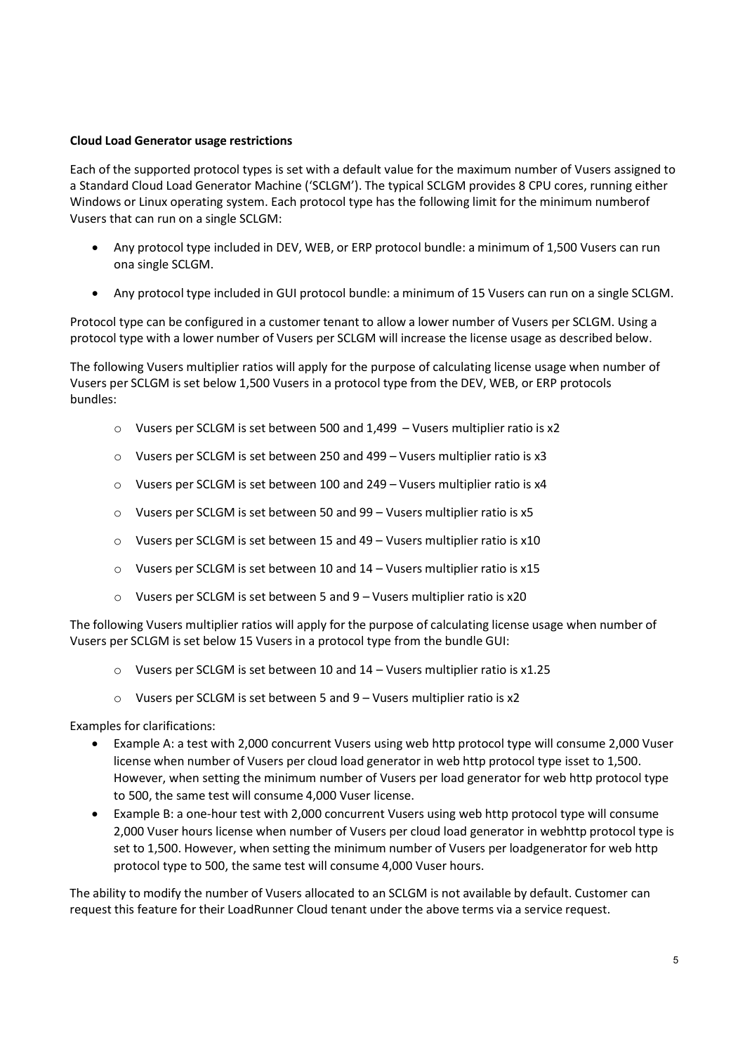**Cloud Load Generator usage restrictions**

Each of the supported protocol types is set with a default value for the maximum number of Vusers assigned to a Standard Cloud Load Generator Machine ('SCLGM'). The typical SCLGM provides 8 CPU cores, running either Windows or Linux operating system. Each protocol type has the following limit for the minimum numberof Vusers that can run on a single SCLGM:

- Any protocol type included in DEV, WEB, or ERP protocol bundle: a minimum of 1,500 Vusers can run ona single SCLGM.
- Any protocol type included in GUI protocol bundle: a minimum of 15 Vusers can run on a single SCLGM.

Protocol type can be configured in a customer tenant to allow a lower number of Vusers per SCLGM. Using a protocol type with a lower number of Vusers per SCLGM will increase the license usage as described below.

The following Vusers multiplier ratios will apply for the purpose of calculating license usage when number of Vusers per SCLGM is set below 1,500 Vusers in a protocol type from the DEV, WEB, or ERP protocols bundles:

- Vusers per SCLGM is set between 500 and 1,499 – Vusers multiplier ratio is x2
- Vusers per SCLGM is set between 250 and 499 – Vusers multiplier ratio is x3
- Vusers per SCLGM is set between 100 and 249 – Vusers multiplier ratio is x4
- Vusers per SCLGM is set between 50 and 99 – Vusers multiplier ratio is x5
- Vusers per SCLGM is set between 15 and 49 – Vusers multiplier ratio is x10
- Vusers per SCLGM is set between 10 and 14 – Vusers multiplier ratio is x15
- Vusers per SCLGM is set between 5 and 9 – Vusers multiplier ratio is x20

The following Vusers multiplier ratios will apply for the purpose of calculating license usage when number of Vusers per SCLGM is set below 15 Vusers in a protocol type from the bundle GUI:

- Vusers per SCLGM is set between 10 and 14 – Vusers multiplier ratio is x1.25
- Vusers per SCLGM is set between 5 and 9 – Vusers multiplier ratio is x2

Examples for clarifications:

- Example A: a test with 2,000 concurrent Vusers using web http protocol type will consume 2,000 Vuser license when number of Vusers per cloud load generator in web http protocol type isset to 1,500. However, when setting the minimum number of Vusers per load generator for web http protocol type to 500, the same test will consume 4,000 Vuser license.
- Example B: a one-hour test with 2,000 concurrent Vusers using web http protocol type will consume 2,000 Vuser hours license when number of Vusers per cloud load generator in webhttp protocol type is set to 1,500. However, when setting the minimum number of Vusers per loadgenerator for web http protocol type to 500, the same test will consume 4,000 Vuser hours.

The ability to modify the number of Vusers allocated to an SCLGM is not available by default. Customer can request this feature for their LoadRunner Cloud tenant under the above terms via a service request.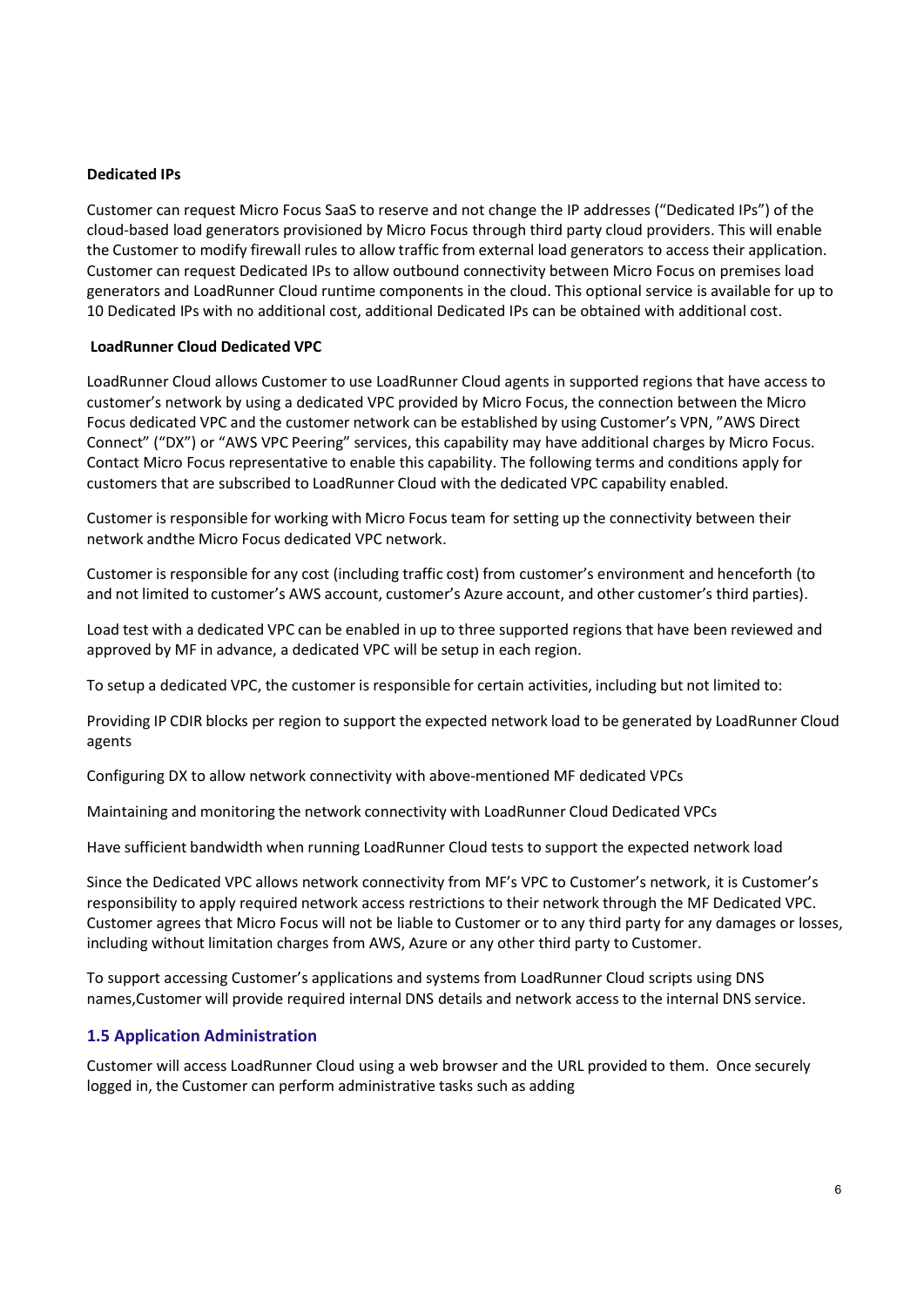**Dedicated IPs**

Customer can request Micro Focus SaaS to reserve and not change the IP addresses ("Dedicated IPs") of the cloud-based load generators provisioned by Micro Focus through third party cloud providers. This will enable the Customer to modify firewall rules to allow traffic from external load generators to access their application. Customer can request Dedicated IPs to allow outbound connectivity between Micro Focus on premises load generators and LoadRunner Cloud runtime components in the cloud. This optional service is available for up to 10 Dedicated IPs with no additional cost, additional Dedicated IPs can be obtained with additional cost.

**LoadRunner Cloud Dedicated VPC**

LoadRunner Cloud allows Customer to use LoadRunner Cloud agents in supported regions that have access to customer's network by using a dedicated VPC provided by Micro Focus, the connection between the Micro Focus dedicated VPC and the customer network can be established by using Customer's VPN, "AWS Direct Connect" ("DX") or "AWS VPC Peering" services, this capability may have additional charges by Micro Focus. Contact Micro Focus representative to enable this capability. The following terms and conditions apply for customers that are subscribed to LoadRunner Cloud with the dedicated VPC capability enabled.

Customer is responsible for working with Micro Focus team for setting up the connectivity between their network andthe Micro Focus dedicated VPC network.

Customer is responsible for any cost (including traffic cost) from customer's environment and henceforth (to and not limited to customer's AWS account, customer's Azure account, and other customer's third parties).

Load test with a dedicated VPC can be enabled in up to three supported regions that have been reviewed and approved by MF in advance, a dedicated VPC will be setup in each region.

To setup a dedicated VPC, the customer is responsible for certain activities, including but not limited to:

Providing IP CDIR blocks per region to support the expected network load to be generated by LoadRunner Cloud agents

Configuring DX to allow network connectivity with above-mentioned MF dedicated VPCs

Maintaining and monitoring the network connectivity with LoadRunner Cloud Dedicated VPCs

Have sufficient bandwidth when running LoadRunner Cloud tests to support the expected network load

Since the Dedicated VPC allows network connectivity from MF's VPC to Customer's network, it is Customer's responsibility to apply required network access restrictions to their network through the MF Dedicated VPC. Customer agrees that Micro Focus will not be liable to Customer or to any third party for any damages or losses, including without limitation charges from AWS, Azure or any other third party to Customer.

To support accessing Customer's applications and systems from LoadRunner Cloud scripts using DNS names,Customer will provide required internal DNS details and network access to the internal DNS service.

### 1.5 Application Administration

Customer will access LoadRunner Cloud using a web browser and the URL provided to them. Once securely logged in, the Customer can perform administrative tasks such as adding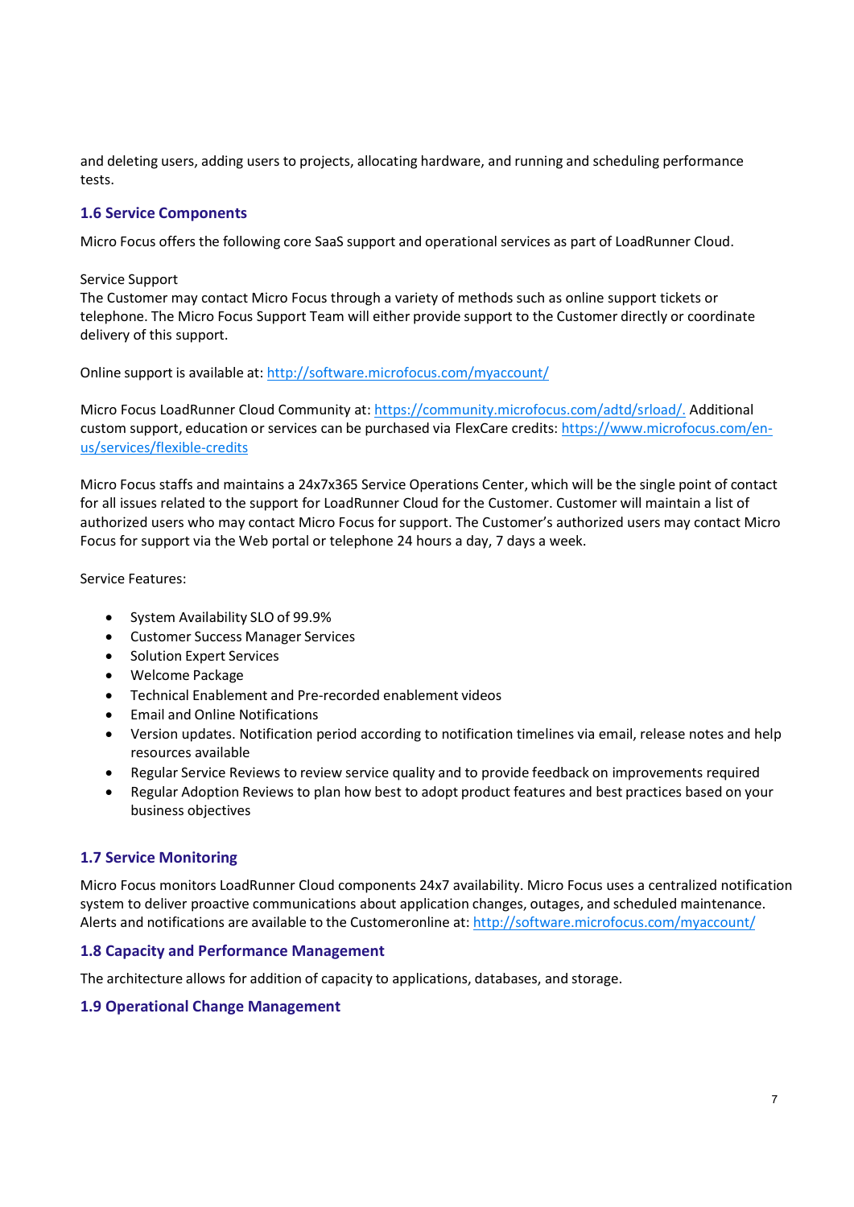and deleting users, adding users to projects, allocating hardware, and running and scheduling performance tests.

### 1.6 Service Components

Micro Focus offers the following core SaaS support and operational services as part of LoadRunner Cloud.

Service Support
The Customer may contact Micro Focus through a variety of methods such as online support tickets or telephone. The Micro Focus Support Team will either provide support to the Customer directly or coordinate delivery of this support.

Online support is available at: http://software.microfocus.com/myaccount/

Micro Focus LoadRunner Cloud Community at: https://community.microfocus.com/adtd/srload/. Additional custom support, education or services can be purchased via FlexCare credits: https://www.microfocus.com/en-us/services/flexible-credits

Micro Focus staffs and maintains a 24x7x365 Service Operations Center, which will be the single point of contact for all issues related to the support for LoadRunner Cloud for the Customer. Customer will maintain a list of authorized users who may contact Micro Focus for support. The Customer's authorized users may contact Micro Focus for support via the Web portal or telephone 24 hours a day, 7 days a week.

Service Features:

- System Availability SLO of 99.9%
- Customer Success Manager Services
- Solution Expert Services
- Welcome Package
- Technical Enablement and Pre-recorded enablement videos
- Email and Online Notifications
- Version updates. Notification period according to notification timelines via email, release notes and help resources available
- Regular Service Reviews to review service quality and to provide feedback on improvements required
- Regular Adoption Reviews to plan how best to adopt product features and best practices based on your business objectives

### 1.7 Service Monitoring

Micro Focus monitors LoadRunner Cloud components 24x7 availability. Micro Focus uses a centralized notification system to deliver proactive communications about application changes, outages, and scheduled maintenance. Alerts and notifications are available to the Customeronline at: http://software.microfocus.com/myaccount/

### 1.8 Capacity and Performance Management

The architecture allows for addition of capacity to applications, databases, and storage.

### 1.9 Operational Change Management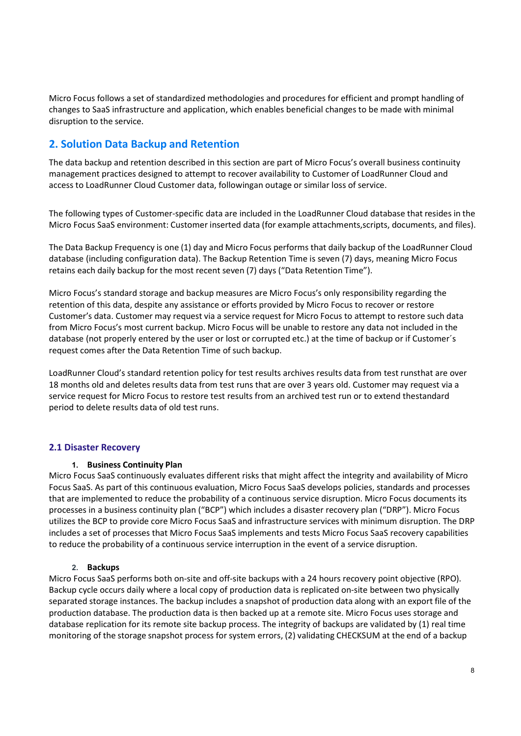Micro Focus follows a set of standardized methodologies and procedures for efficient and prompt handling of changes to SaaS infrastructure and application, which enables beneficial changes to be made with minimal disruption to the service.

## 2. Solution Data Backup and Retention

The data backup and retention described in this section are part of Micro Focus's overall business continuity management practices designed to attempt to recover availability to Customer of LoadRunner Cloud and access to LoadRunner Cloud Customer data, followingan outage or similar loss of service.

The following types of Customer-specific data are included in the LoadRunner Cloud database that resides in the Micro Focus SaaS environment: Customer inserted data (for example attachments,scripts, documents, and files).

The Data Backup Frequency is one (1) day and Micro Focus performs that daily backup of the LoadRunner Cloud database (including configuration data). The Backup Retention Time is seven (7) days, meaning Micro Focus retains each daily backup for the most recent seven (7) days ("Data Retention Time").

Micro Focus's standard storage and backup measures are Micro Focus's only responsibility regarding the retention of this data, despite any assistance or efforts provided by Micro Focus to recover or restore Customer's data. Customer may request via a service request for Micro Focus to attempt to restore such data from Micro Focus's most current backup. Micro Focus will be unable to restore any data not included in the database (not properly entered by the user or lost or corrupted etc.) at the time of backup or if Customer´s request comes after the Data Retention Time of such backup.

LoadRunner Cloud's standard retention policy for test results archives results data from test runsthat are over 18 months old and deletes results data from test runs that are over 3 years old. Customer may request via a service request for Micro Focus to restore test results from an archived test run or to extend thestandard period to delete results data of old test runs.

### 2.1 Disaster Recovery

1. **Business Continuity Plan**

Micro Focus SaaS continuously evaluates different risks that might affect the integrity and availability of Micro Focus SaaS. As part of this continuous evaluation, Micro Focus SaaS develops policies, standards and processes that are implemented to reduce the probability of a continuous service disruption. Micro Focus documents its processes in a business continuity plan ("BCP") which includes a disaster recovery plan ("DRP"). Micro Focus utilizes the BCP to provide core Micro Focus SaaS and infrastructure services with minimum disruption. The DRP includes a set of processes that Micro Focus SaaS implements and tests Micro Focus SaaS recovery capabilities to reduce the probability of a continuous service interruption in the event of a service disruption.

2. **Backups**

Micro Focus SaaS performs both on-site and off-site backups with a 24 hours recovery point objective (RPO). Backup cycle occurs daily where a local copy of production data is replicated on-site between two physically separated storage instances. The backup includes a snapshot of production data along with an export file of the production database. The production data is then backed up at a remote site. Micro Focus uses storage and database replication for its remote site backup process. The integrity of backups are validated by (1) real time monitoring of the storage snapshot process for system errors, (2) validating CHECKSUM at the end of a backup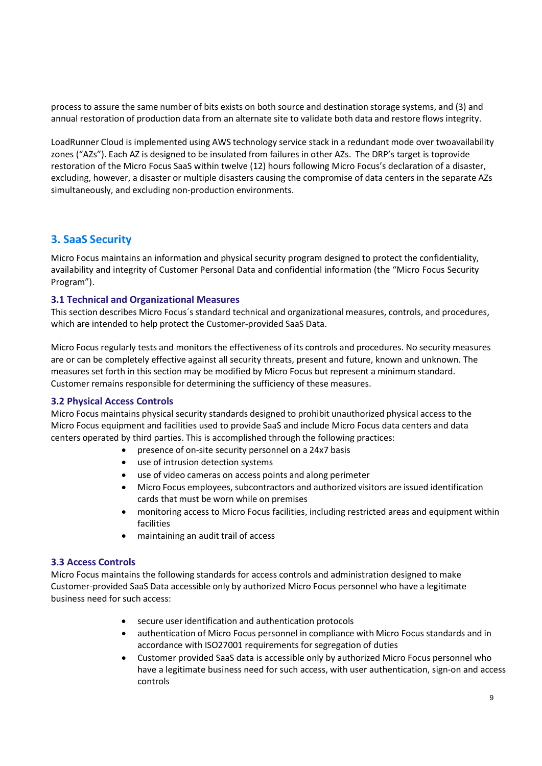process to assure the same number of bits exists on both source and destination storage systems, and (3) and annual restoration of production data from an alternate site to validate both data and restore flows integrity.

LoadRunner Cloud is implemented using AWS technology service stack in a redundant mode over twoavailability zones ("AZs"). Each AZ is designed to be insulated from failures in other AZs. The DRP's target is toprovide restoration of the Micro Focus SaaS within twelve (12) hours following Micro Focus's declaration of a disaster, excluding, however, a disaster or multiple disasters causing the compromise of data centers in the separate AZs simultaneously, and excluding non-production environments.

## 3. SaaS Security

Micro Focus maintains an information and physical security program designed to protect the confidentiality, availability and integrity of Customer Personal Data and confidential information (the "Micro Focus Security Program").

### 3.1 Technical and Organizational Measures

This section describes Micro Focus´s standard technical and organizational measures, controls, and procedures, which are intended to help protect the Customer-provided SaaS Data.

Micro Focus regularly tests and monitors the effectiveness of its controls and procedures. No security measures are or can be completely effective against all security threats, present and future, known and unknown. The measures set forth in this section may be modified by Micro Focus but represent a minimum standard. Customer remains responsible for determining the sufficiency of these measures.

### 3.2 Physical Access Controls

Micro Focus maintains physical security standards designed to prohibit unauthorized physical access to the Micro Focus equipment and facilities used to provide SaaS and include Micro Focus data centers and data centers operated by third parties. This is accomplished through the following practices:

- presence of on-site security personnel on a 24x7 basis
- use of intrusion detection systems
- use of video cameras on access points and along perimeter
- Micro Focus employees, subcontractors and authorized visitors are issued identification cards that must be worn while on premises
- monitoring access to Micro Focus facilities, including restricted areas and equipment within facilities
- maintaining an audit trail of access

### 3.3 Access Controls

Micro Focus maintains the following standards for access controls and administration designed to make Customer-provided SaaS Data accessible only by authorized Micro Focus personnel who have a legitimate business need for such access:

- secure user identification and authentication protocols
- authentication of Micro Focus personnel in compliance with Micro Focus standards and in accordance with ISO27001 requirements for segregation of duties
- Customer provided SaaS data is accessible only by authorized Micro Focus personnel who have a legitimate business need for such access, with user authentication, sign-on and access controls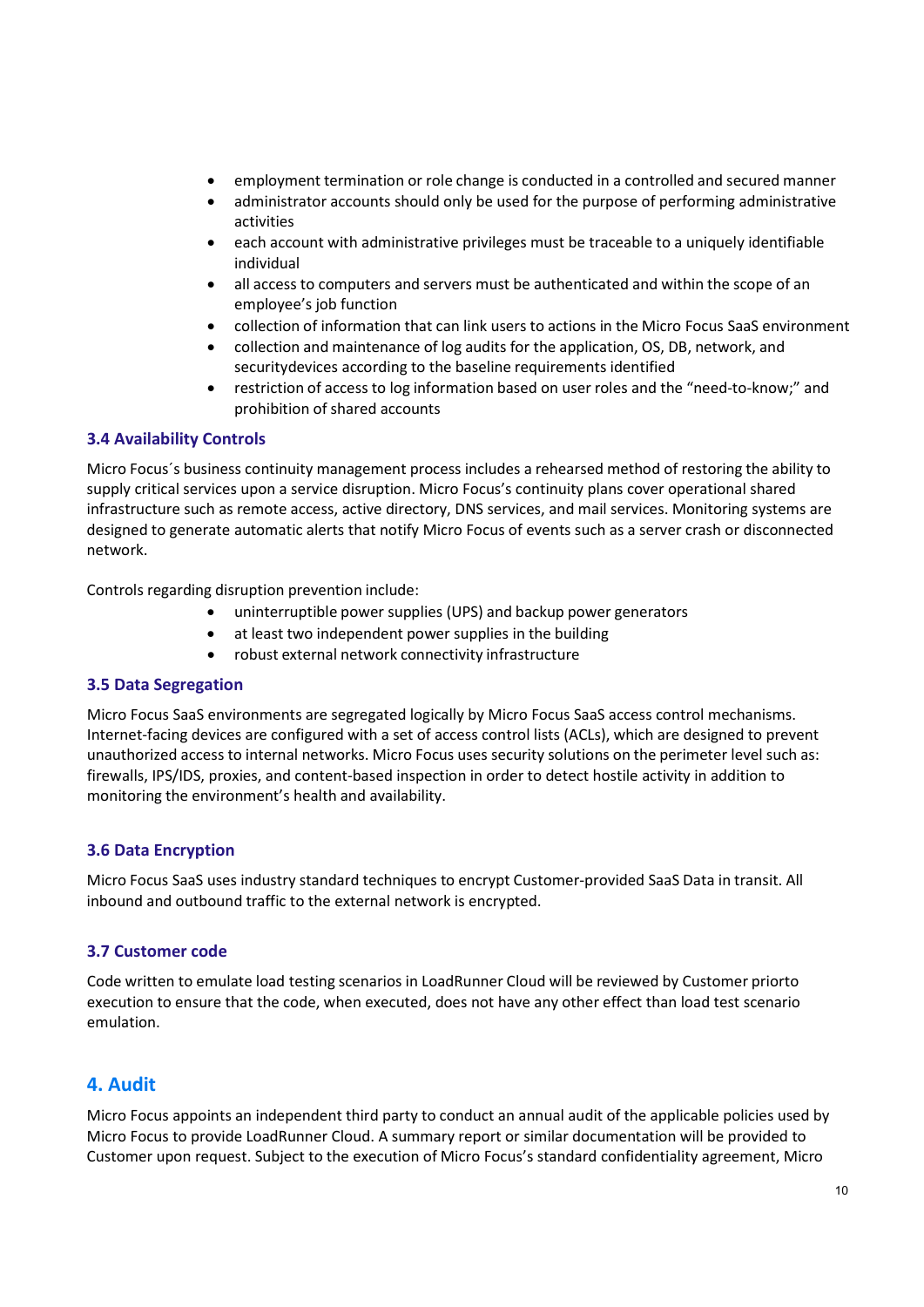- employment termination or role change is conducted in a controlled and secured manner
- administrator accounts should only be used for the purpose of performing administrative activities
- each account with administrative privileges must be traceable to a uniquely identifiable individual
- all access to computers and servers must be authenticated and within the scope of an employee's job function
- collection of information that can link users to actions in the Micro Focus SaaS environment
- collection and maintenance of log audits for the application, OS, DB, network, and securitydevices according to the baseline requirements identified
- restriction of access to log information based on user roles and the "need-to-know;" and prohibition of shared accounts

### 3.4 Availability Controls

Micro Focus´s business continuity management process includes a rehearsed method of restoring the ability to supply critical services upon a service disruption. Micro Focus's continuity plans cover operational shared infrastructure such as remote access, active directory, DNS services, and mail services. Monitoring systems are designed to generate automatic alerts that notify Micro Focus of events such as a server crash or disconnected network.

Controls regarding disruption prevention include:

- uninterruptible power supplies (UPS) and backup power generators
- at least two independent power supplies in the building
- robust external network connectivity infrastructure

### 3.5 Data Segregation

Micro Focus SaaS environments are segregated logically by Micro Focus SaaS access control mechanisms. Internet-facing devices are configured with a set of access control lists (ACLs), which are designed to prevent unauthorized access to internal networks. Micro Focus uses security solutions on the perimeter level such as: firewalls, IPS/IDS, proxies, and content-based inspection in order to detect hostile activity in addition to monitoring the environment's health and availability.

### 3.6 Data Encryption

Micro Focus SaaS uses industry standard techniques to encrypt Customer-provided SaaS Data in transit. All inbound and outbound traffic to the external network is encrypted.

### 3.7 Customer code

Code written to emulate load testing scenarios in LoadRunner Cloud will be reviewed by Customer priorto execution to ensure that the code, when executed, does not have any other effect than load test scenario emulation.

## 4. Audit

Micro Focus appoints an independent third party to conduct an annual audit of the applicable policies used by Micro Focus to provide LoadRunner Cloud. A summary report or similar documentation will be provided to Customer upon request. Subject to the execution of Micro Focus's standard confidentiality agreement, Micro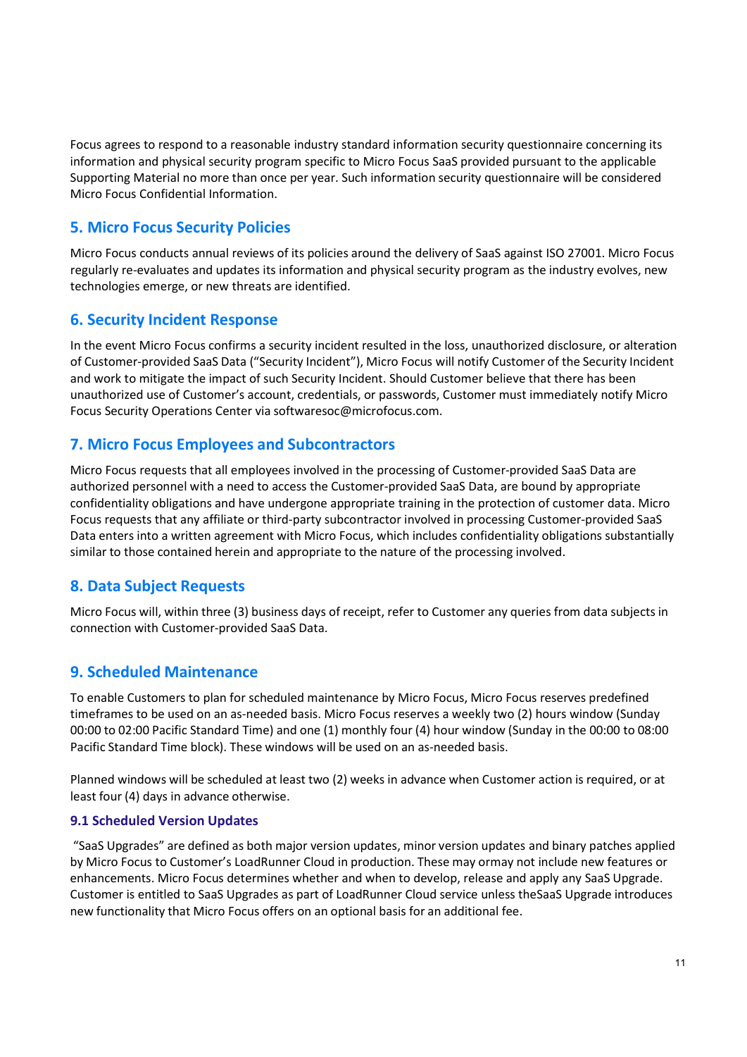Focus agrees to respond to a reasonable industry standard information security questionnaire concerning its information and physical security program specific to Micro Focus SaaS provided pursuant to the applicable Supporting Material no more than once per year. Such information security questionnaire will be considered Micro Focus Confidential Information.

## 5. Micro Focus Security Policies

Micro Focus conducts annual reviews of its policies around the delivery of SaaS against ISO 27001. Micro Focus regularly re-evaluates and updates its information and physical security program as the industry evolves, new technologies emerge, or new threats are identified.

## 6. Security Incident Response

In the event Micro Focus confirms a security incident resulted in the loss, unauthorized disclosure, or alteration of Customer-provided SaaS Data ("Security Incident"), Micro Focus will notify Customer of the Security Incident and work to mitigate the impact of such Security Incident. Should Customer believe that there has been unauthorized use of Customer's account, credentials, or passwords, Customer must immediately notify Micro Focus Security Operations Center via softwaresoc@microfocus.com.

## 7. Micro Focus Employees and Subcontractors

Micro Focus requests that all employees involved in the processing of Customer-provided SaaS Data are authorized personnel with a need to access the Customer-provided SaaS Data, are bound by appropriate confidentiality obligations and have undergone appropriate training in the protection of customer data. Micro Focus requests that any affiliate or third-party subcontractor involved in processing Customer-provided SaaS Data enters into a written agreement with Micro Focus, which includes confidentiality obligations substantially similar to those contained herein and appropriate to the nature of the processing involved.

## 8. Data Subject Requests

Micro Focus will, within three (3) business days of receipt, refer to Customer any queries from data subjects in connection with Customer-provided SaaS Data.

## 9. Scheduled Maintenance

To enable Customers to plan for scheduled maintenance by Micro Focus, Micro Focus reserves predefined timeframes to be used on an as-needed basis. Micro Focus reserves a weekly two (2) hours window (Sunday 00:00 to 02:00 Pacific Standard Time) and one (1) monthly four (4) hour window (Sunday in the 00:00 to 08:00 Pacific Standard Time block). These windows will be used on an as-needed basis.

Planned windows will be scheduled at least two (2) weeks in advance when Customer action is required, or at least four (4) days in advance otherwise.

### 9.1 Scheduled Version Updates

"SaaS Upgrades" are defined as both major version updates, minor version updates and binary patches applied by Micro Focus to Customer's LoadRunner Cloud in production. These may ormay not include new features or enhancements. Micro Focus determines whether and when to develop, release and apply any SaaS Upgrade. Customer is entitled to SaaS Upgrades as part of LoadRunner Cloud service unless theSaaS Upgrade introduces new functionality that Micro Focus offers on an optional basis for an additional fee.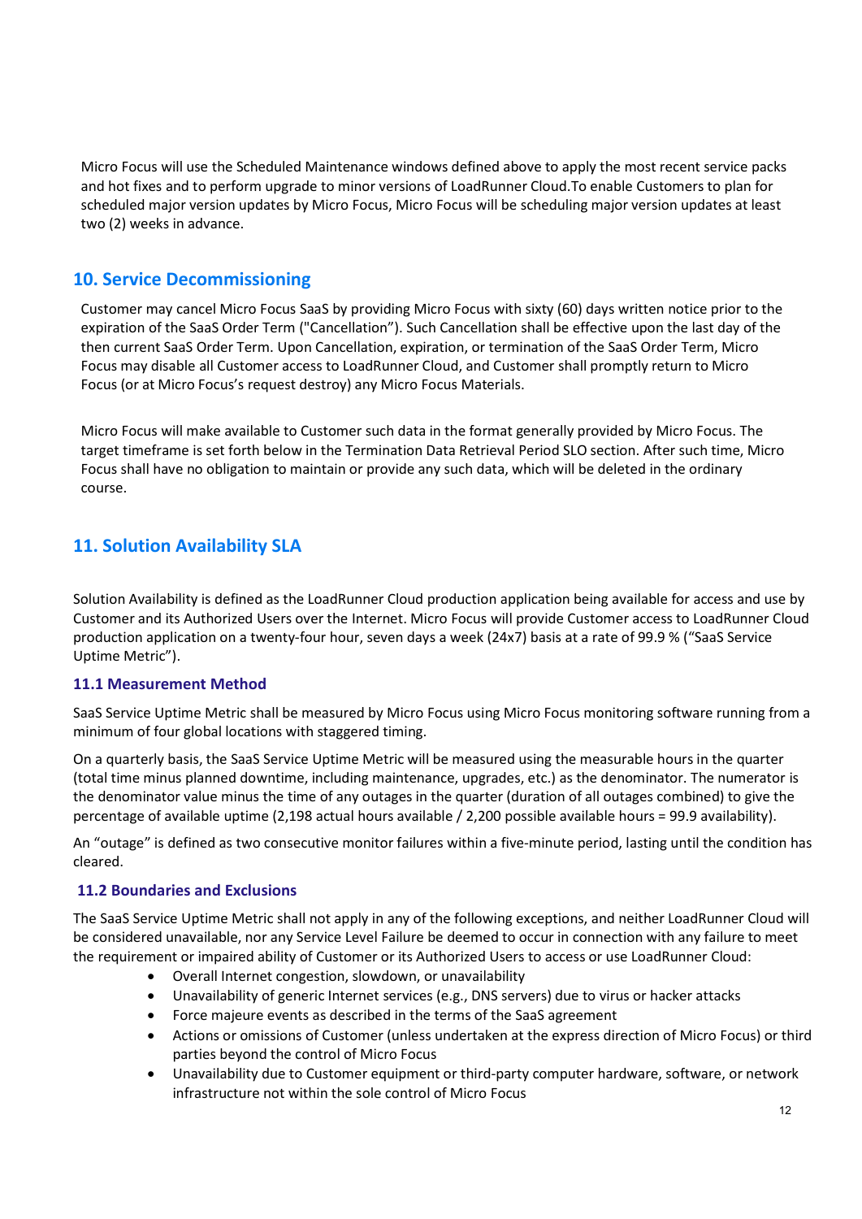Micro Focus will use the Scheduled Maintenance windows defined above to apply the most recent service packs and hot fixes and to perform upgrade to minor versions of LoadRunner Cloud.To enable Customers to plan for scheduled major version updates by Micro Focus, Micro Focus will be scheduling major version updates at least two (2) weeks in advance.

## 10. Service Decommissioning

Customer may cancel Micro Focus SaaS by providing Micro Focus with sixty (60) days written notice prior to the expiration of the SaaS Order Term ("Cancellation"). Such Cancellation shall be effective upon the last day of the then current SaaS Order Term. Upon Cancellation, expiration, or termination of the SaaS Order Term, Micro Focus may disable all Customer access to LoadRunner Cloud, and Customer shall promptly return to Micro Focus (or at Micro Focus's request destroy) any Micro Focus Materials.

Micro Focus will make available to Customer such data in the format generally provided by Micro Focus. The target timeframe is set forth below in the Termination Data Retrieval Period SLO section. After such time, Micro Focus shall have no obligation to maintain or provide any such data, which will be deleted in the ordinary course.

## 11. Solution Availability SLA

Solution Availability is defined as the LoadRunner Cloud production application being available for access and use by Customer and its Authorized Users over the Internet. Micro Focus will provide Customer access to LoadRunner Cloud production application on a twenty-four hour, seven days a week (24x7) basis at a rate of 99.9 % ("SaaS Service Uptime Metric").

### 11.1 Measurement Method

SaaS Service Uptime Metric shall be measured by Micro Focus using Micro Focus monitoring software running from a minimum of four global locations with staggered timing.

On a quarterly basis, the SaaS Service Uptime Metric will be measured using the measurable hours in the quarter (total time minus planned downtime, including maintenance, upgrades, etc.) as the denominator. The numerator is the denominator value minus the time of any outages in the quarter (duration of all outages combined) to give the percentage of available uptime (2,198 actual hours available / 2,200 possible available hours = 99.9 availability).

An "outage" is defined as two consecutive monitor failures within a five-minute period, lasting until the condition has cleared.

### 11.2 Boundaries and Exclusions

The SaaS Service Uptime Metric shall not apply in any of the following exceptions, and neither LoadRunner Cloud will be considered unavailable, nor any Service Level Failure be deemed to occur in connection with any failure to meet the requirement or impaired ability of Customer or its Authorized Users to access or use LoadRunner Cloud:

- Overall Internet congestion, slowdown, or unavailability
- Unavailability of generic Internet services (e.g., DNS servers) due to virus or hacker attacks
- Force majeure events as described in the terms of the SaaS agreement
- Actions or omissions of Customer (unless undertaken at the express direction of Micro Focus) or third parties beyond the control of Micro Focus
- Unavailability due to Customer equipment or third-party computer hardware, software, or network infrastructure not within the sole control of Micro Focus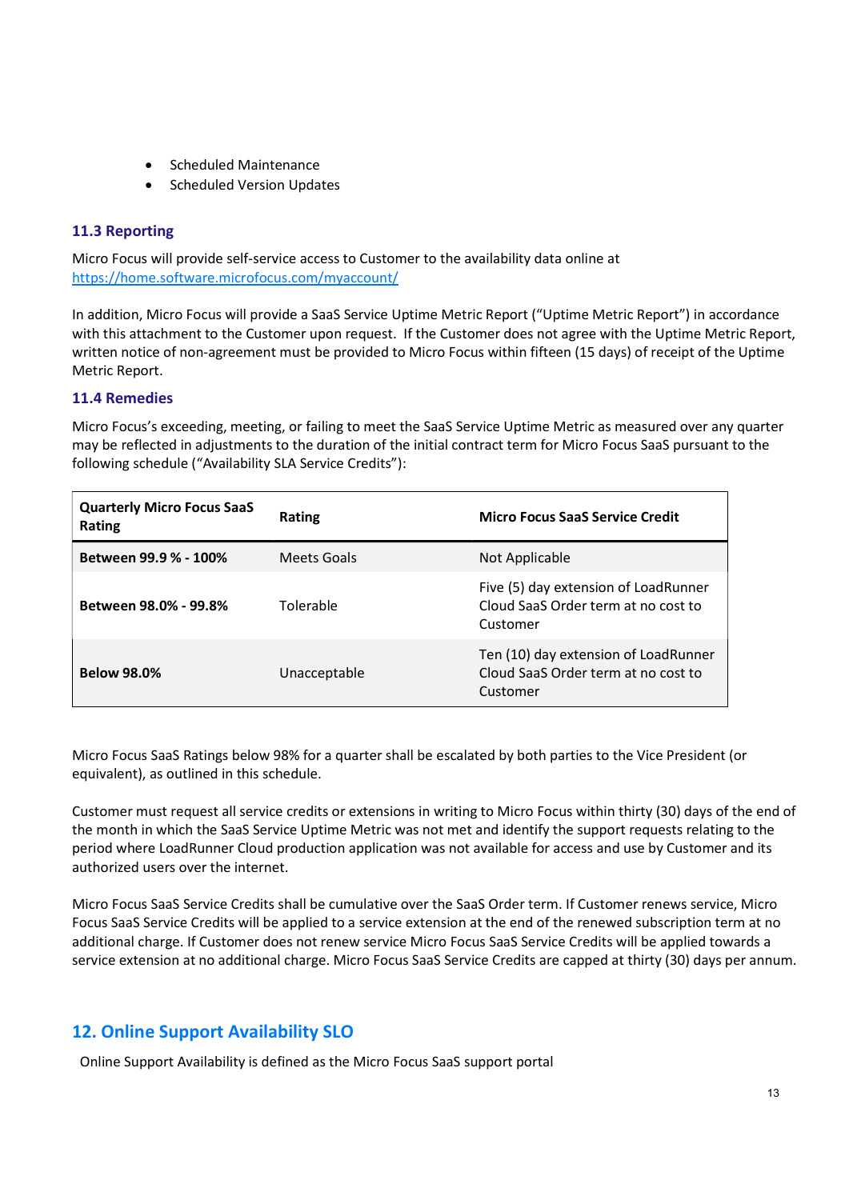- Scheduled Maintenance
- Scheduled Version Updates

### 11.3 Reporting

Micro Focus will provide self-service access to Customer to the availability data online at https://home.software.microfocus.com/myaccount/

In addition, Micro Focus will provide a SaaS Service Uptime Metric Report ("Uptime Metric Report") in accordance with this attachment to the Customer upon request. If the Customer does not agree with the Uptime Metric Report, written notice of non-agreement must be provided to Micro Focus within fifteen (15 days) of receipt of the Uptime Metric Report.

### 11.4 Remedies

Micro Focus's exceeding, meeting, or failing to meet the SaaS Service Uptime Metric as measured over any quarter may be reflected in adjustments to the duration of the initial contract term for Micro Focus SaaS pursuant to the following schedule ("Availability SLA Service Credits"):

| Quarterly Micro Focus SaaS Rating | Rating | Micro Focus SaaS Service Credit |
|---|---|---|
| **Between 99.9 % - 100%** | Meets Goals | Not Applicable |
| **Between 98.0% - 99.8%** | Tolerable | Five (5) day extension of LoadRunner Cloud SaaS Order term at no cost to Customer |
| **Below 98.0%** | Unacceptable | Ten (10) day extension of LoadRunner Cloud SaaS Order term at no cost to Customer |

Micro Focus SaaS Ratings below 98% for a quarter shall be escalated by both parties to the Vice President (or equivalent), as outlined in this schedule.

Customer must request all service credits or extensions in writing to Micro Focus within thirty (30) days of the end of the month in which the SaaS Service Uptime Metric was not met and identify the support requests relating to the period where LoadRunner Cloud production application was not available for access and use by Customer and its authorized users over the internet.

Micro Focus SaaS Service Credits shall be cumulative over the SaaS Order term. If Customer renews service, Micro Focus SaaS Service Credits will be applied to a service extension at the end of the renewed subscription term at no additional charge. If Customer does not renew service Micro Focus SaaS Service Credits will be applied towards a service extension at no additional charge. Micro Focus SaaS Service Credits are capped at thirty (30) days per annum.

## 12. Online Support Availability SLO

Online Support Availability is defined as the Micro Focus SaaS support portal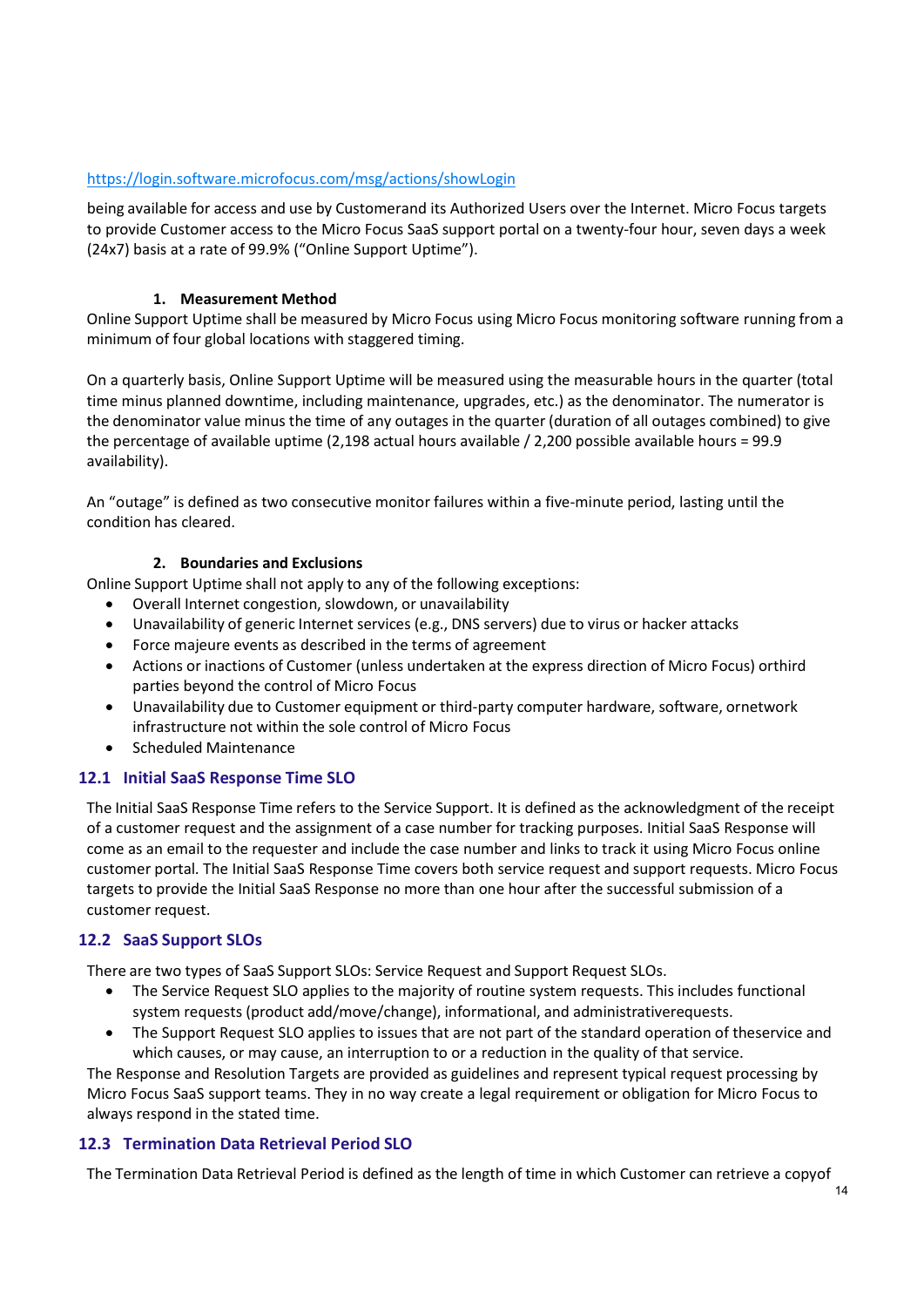https://login.software.microfocus.com/msg/actions/showLogin

being available for access and use by Customerand its Authorized Users over the Internet. Micro Focus targets to provide Customer access to the Micro Focus SaaS support portal on a twenty-four hour, seven days a week (24x7) basis at a rate of 99.9% ("Online Support Uptime").

#### 1. Measurement Method

Online Support Uptime shall be measured by Micro Focus using Micro Focus monitoring software running from a minimum of four global locations with staggered timing.

On a quarterly basis, Online Support Uptime will be measured using the measurable hours in the quarter (total time minus planned downtime, including maintenance, upgrades, etc.) as the denominator. The numerator is the denominator value minus the time of any outages in the quarter (duration of all outages combined) to give the percentage of available uptime (2,198 actual hours available / 2,200 possible available hours = 99.9 availability).

An "outage" is defined as two consecutive monitor failures within a five-minute period, lasting until the condition has cleared.

#### 2. Boundaries and Exclusions

Online Support Uptime shall not apply to any of the following exceptions:

- Overall Internet congestion, slowdown, or unavailability
- Unavailability of generic Internet services (e.g., DNS servers) due to virus or hacker attacks
- Force majeure events as described in the terms of agreement
- Actions or inactions of Customer (unless undertaken at the express direction of Micro Focus) orthird parties beyond the control of Micro Focus
- Unavailability due to Customer equipment or third-party computer hardware, software, ornetwork infrastructure not within the sole control of Micro Focus
- Scheduled Maintenance

## 12.1 Initial SaaS Response Time SLO

The Initial SaaS Response Time refers to the Service Support. It is defined as the acknowledgment of the receipt of a customer request and the assignment of a case number for tracking purposes. Initial SaaS Response will come as an email to the requester and include the case number and links to track it using Micro Focus online customer portal. The Initial SaaS Response Time covers both service request and support requests. Micro Focus targets to provide the Initial SaaS Response no more than one hour after the successful submission of a customer request.

## 12.2 SaaS Support SLOs

There are two types of SaaS Support SLOs: Service Request and Support Request SLOs.

- The Service Request SLO applies to the majority of routine system requests. This includes functional system requests (product add/move/change), informational, and administrativerequests.
- The Support Request SLO applies to issues that are not part of the standard operation of theservice and which causes, or may cause, an interruption to or a reduction in the quality of that service.

The Response and Resolution Targets are provided as guidelines and represent typical request processing by Micro Focus SaaS support teams. They in no way create a legal requirement or obligation for Micro Focus to always respond in the stated time.

## 12.3 Termination Data Retrieval Period SLO

The Termination Data Retrieval Period is defined as the length of time in which Customer can retrieve a copyof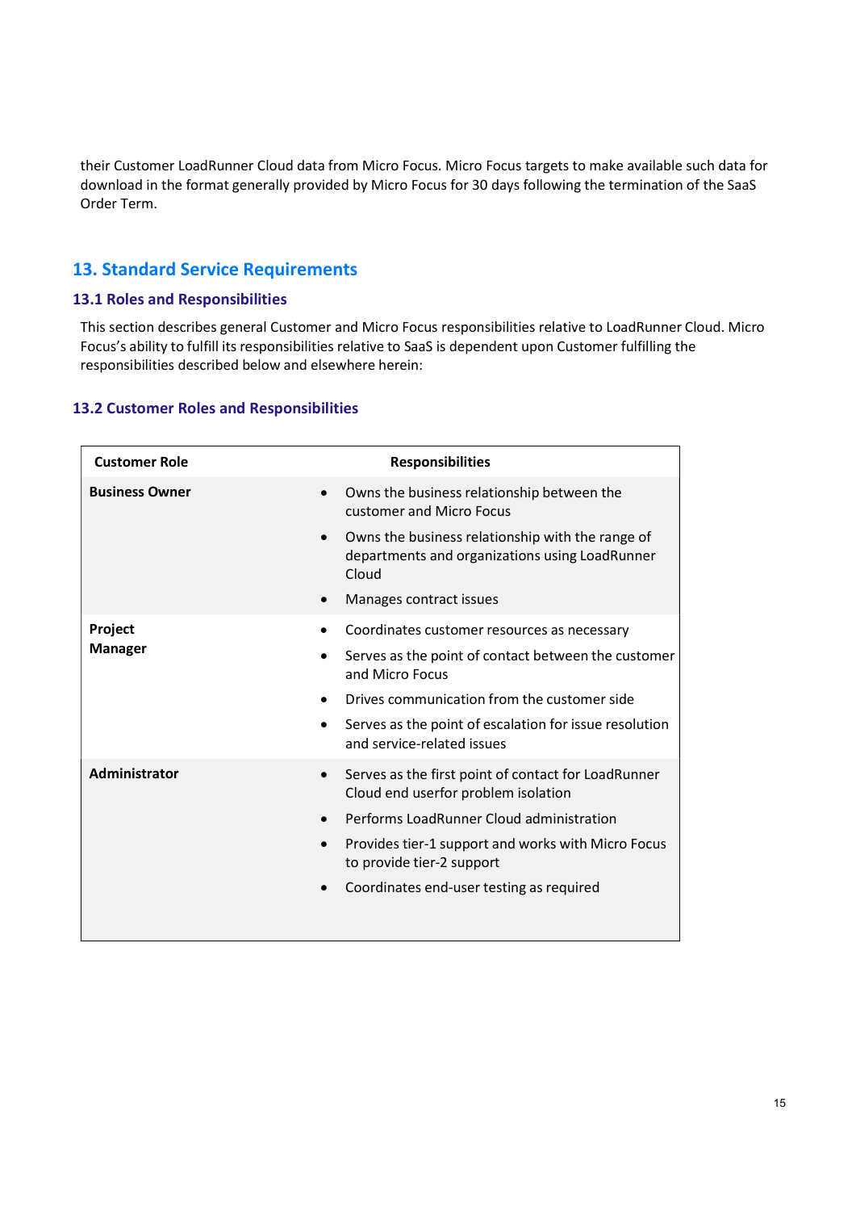their Customer LoadRunner Cloud data from Micro Focus. Micro Focus targets to make available such data for download in the format generally provided by Micro Focus for 30 days following the termination of the SaaS Order Term.

## 13. Standard Service Requirements

### 13.1 Roles and Responsibilities

This section describes general Customer and Micro Focus responsibilities relative to LoadRunner Cloud. Micro Focus's ability to fulfill its responsibilities relative to SaaS is dependent upon Customer fulfilling the responsibilities described below and elsewhere herein:

### 13.2 Customer Roles and Responsibilities

| Customer Role | Responsibilities |
|---|---|
| **Business Owner** | • Owns the business relationship between the customer and Micro Focus<br>• Owns the business relationship with the range of departments and organizations using LoadRunner Cloud<br>• Manages contract issues |
| **Project Manager** | • Coordinates customer resources as necessary<br>• Serves as the point of contact between the customer and Micro Focus<br>• Drives communication from the customer side<br>• Serves as the point of escalation for issue resolution and service-related issues |
| **Administrator** | • Serves as the first point of contact for LoadRunner Cloud end userfor problem isolation<br>• Performs LoadRunner Cloud administration<br>• Provides tier-1 support and works with Micro Focus to provide tier-2 support<br>• Coordinates end-user testing as required |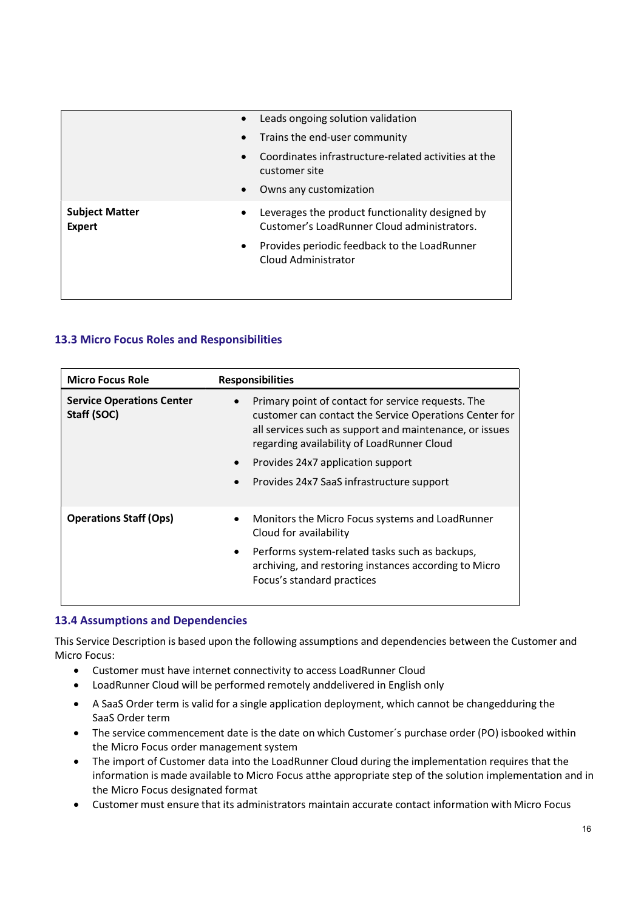| | |
|---|---|
| | • Leads ongoing solution validation<br>• Trains the end-user community<br>• Coordinates infrastructure-related activities at the customer site<br>• Owns any customization |
| **Subject Matter Expert** | • Leverages the product functionality designed by Customer's LoadRunner Cloud administrators.<br>• Provides periodic feedback to the LoadRunner Cloud Administrator |

### 13.3 Micro Focus Roles and Responsibilities

| Micro Focus Role | Responsibilities |
|---|---|
| **Service Operations Center Staff (SOC)** | • Primary point of contact for service requests. The customer can contact the Service Operations Center for all services such as support and maintenance, or issues regarding availability of LoadRunner Cloud<br>• Provides 24x7 application support<br>• Provides 24x7 SaaS infrastructure support |
| **Operations Staff (Ops)** | • Monitors the Micro Focus systems and LoadRunner Cloud for availability<br>• Performs system-related tasks such as backups, archiving, and restoring instances according to Micro Focus's standard practices |

### 13.4 Assumptions and Dependencies

This Service Description is based upon the following assumptions and dependencies between the Customer and Micro Focus:

- Customer must have internet connectivity to access LoadRunner Cloud
- LoadRunner Cloud will be performed remotely anddelivered in English only
- A SaaS Order term is valid for a single application deployment, which cannot be changedduring the SaaS Order term
- The service commencement date is the date on which Customer´s purchase order (PO) isbooked within the Micro Focus order management system
- The import of Customer data into the LoadRunner Cloud during the implementation requires that the information is made available to Micro Focus atthe appropriate step of the solution implementation and in the Micro Focus designated format
- Customer must ensure that its administrators maintain accurate contact information with Micro Focus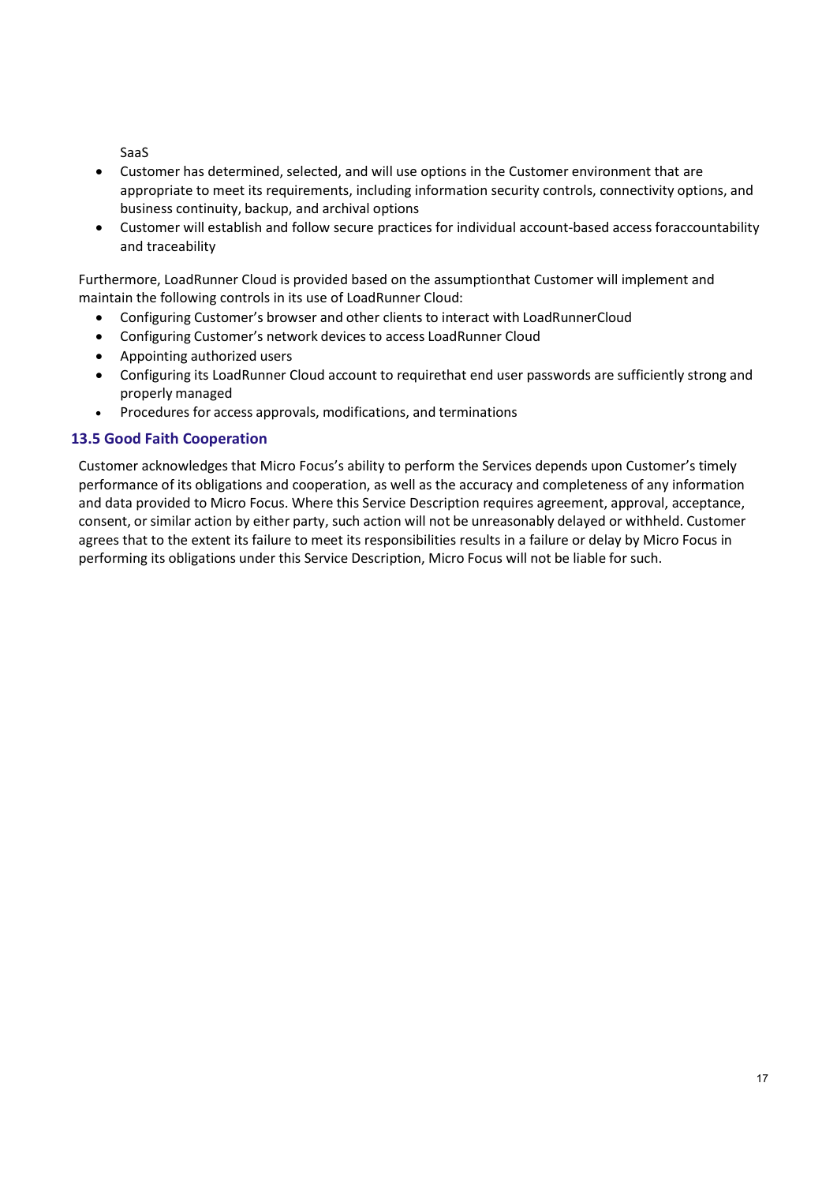SaaS

- Customer has determined, selected, and will use options in the Customer environment that are appropriate to meet its requirements, including information security controls, connectivity options, and business continuity, backup, and archival options
- Customer will establish and follow secure practices for individual account-based access foraccountability and traceability

Furthermore, LoadRunner Cloud is provided based on the assumptionthat Customer will implement and maintain the following controls in its use of LoadRunner Cloud:

- Configuring Customer's browser and other clients to interact with LoadRunnerCloud
- Configuring Customer's network devices to access LoadRunner Cloud
- Appointing authorized users
- Configuring its LoadRunner Cloud account to requirethat end user passwords are sufficiently strong and properly managed
- Procedures for access approvals, modifications, and terminations

### 13.5 Good Faith Cooperation

Customer acknowledges that Micro Focus's ability to perform the Services depends upon Customer's timely performance of its obligations and cooperation, as well as the accuracy and completeness of any information and data provided to Micro Focus. Where this Service Description requires agreement, approval, acceptance, consent, or similar action by either party, such action will not be unreasonably delayed or withheld. Customer agrees that to the extent its failure to meet its responsibilities results in a failure or delay by Micro Focus in performing its obligations under this Service Description, Micro Focus will not be liable for such.